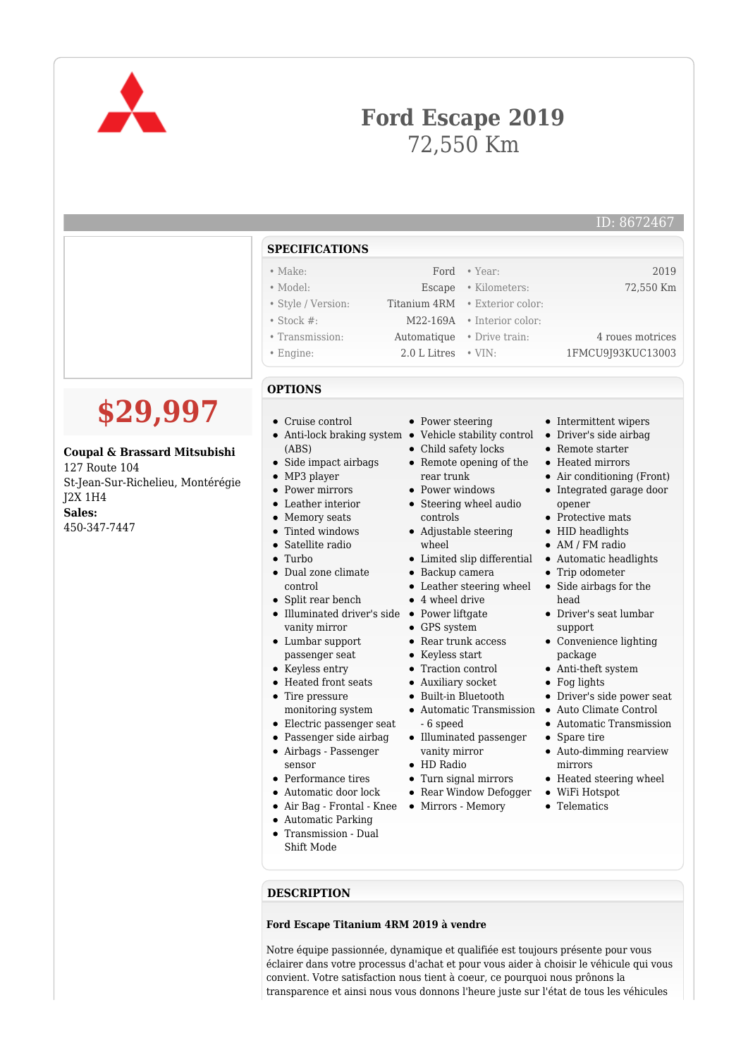# Ford Escape 2019

72,550 Km

ID: 8672467

# $29,997

**Coupal & Brassard Mitsubishi**
127 Route 104
St-Jean-Sur-Richelieu, Montérégie
J2X 1H4
**Sales:**
450-347-7447

## SPECIFICATIONS

| | | | |
|---|---|---|---|
| • Make: | Ford | • Year: | 2019 |
| • Model: | Escape | • Kilometers: | 72,550 Km |
| • Style / Version: | Titanium 4RM | • Exterior color: | |
| • Stock #: | M22-169A | • Interior color: | |
| • Transmission: | Automatique | • Drive train: | 4 roues motrices |
| • Engine: | 2.0 L Litres | • VIN: | 1FMCU9J93KUC13003 |

## OPTIONS

- Cruise control
- Anti-lock braking system (ABS)
- Side impact airbags
- MP3 player
- Power mirrors
- Leather interior
- Memory seats
- Tinted windows
- Satellite radio
- Turbo
- Dual zone climate control
- Split rear bench
- Illuminated driver's side vanity mirror
- Lumbar support passenger seat
- Keyless entry
- Heated front seats
- Tire pressure monitoring system
- Electric passenger seat
- Passenger side airbag
- Airbags - Passenger sensor
- Performance tires
- Automatic door lock
- Air Bag - Frontal - Knee
- Automatic Parking
- Transmission - Dual Shift Mode
- Power steering
- Vehicle stability control
- Child safety locks
- Remote opening of the rear trunk
- Power windows
- Steering wheel audio controls
- Adjustable steering wheel
- Limited slip differential
- Backup camera
- Leather steering wheel
- 4 wheel drive
- Power liftgate
- GPS system
- Rear trunk access
- Keyless start
- Traction control
- Auxiliary socket
- Built-in Bluetooth
- Automatic Transmission - 6 speed
- Illuminated passenger vanity mirror
- HD Radio
- Turn signal mirrors
- Rear Window Defogger
- Mirrors - Memory
- Intermittent wipers
- Driver's side airbag
- Remote starter
- Heated mirrors
- Air conditioning (Front)
- Integrated garage door opener
- Protective mats
- HID headlights
- AM / FM radio
- Automatic headlights
- Trip odometer
- Side airbags for the head
- Driver's seat lumbar support
- Convenience lighting package
- Anti-theft system
- Fog lights
- Driver's side power seat
- Auto Climate Control
- Automatic Transmission
- Spare tire
- Auto-dimming rearview mirrors
- Heated steering wheel
- WiFi Hotspot
- Telematics

## DESCRIPTION

**Ford Escape Titanium 4RM 2019 à vendre**

Notre équipe passionnée, dynamique et qualifiée est toujours présente pour vous éclairer dans votre processus d'achat et pour vous aider à choisir le véhicule qui vous convient. Votre satisfaction nous tient à coeur, ce pourquoi nous prônons la transparence et ainsi nous vous donnons l'heure juste sur l'état de tous les véhicules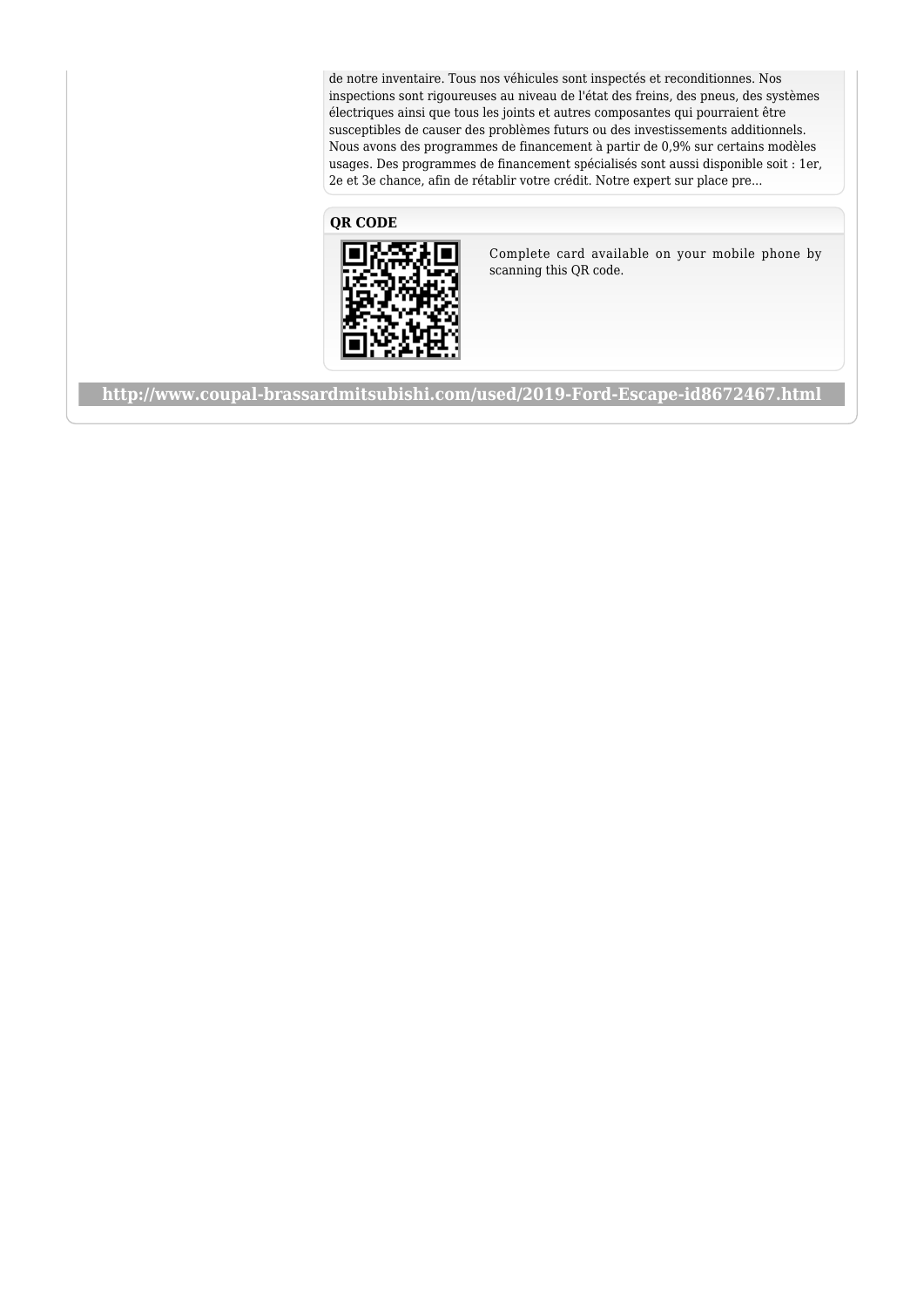de notre inventaire. Tous nos véhicules sont inspectés et reconditionnes. Nos inspections sont rigoureuses au niveau de l'état des freins, des pneus, des systèmes électriques ainsi que tous les joints et autres composantes qui pourraient être susceptibles de causer des problèmes futurs ou des investissements additionnels. Nous avons des programmes de financement à partir de 0,9% sur certains modèles usages. Des programmes de financement spécialisés sont aussi disponible soit : 1er, 2e et 3e chance, afin de rétablir votre crédit. Notre expert sur place pre...

**QR CODE**

Complete card available on your mobile phone by scanning this QR code.

**http://www.coupal-brassardmitsubishi.com/used/2019-Ford-Escape-id8672467.html**